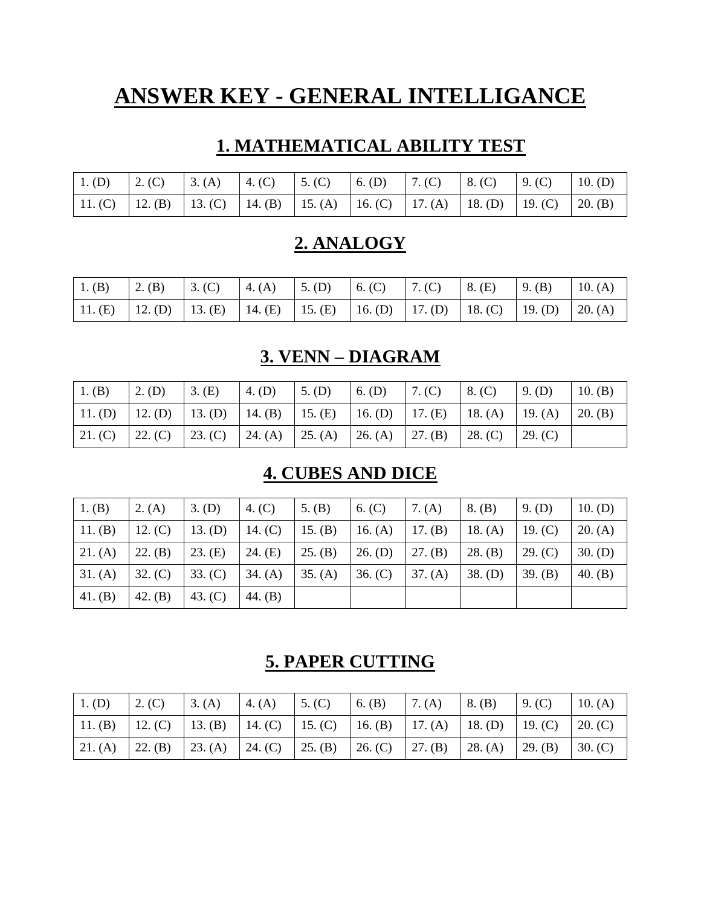# ANSWER KEY - GENERAL INTELLIGANCE

## 1. MATHEMATICAL ABILITY TEST

| | | | | | | | | | |
|---|---|---|---|---|---|---|---|---|---|
| 1. (D) | 2. (C) | 3. (A) | 4. (C) | 5. (C) | 6. (D) | 7. (C) | 8. (C) | 9. (C) | 10. (D) |
| 11. (C) | 12. (B) | 13. (C) | 14. (B) | 15. (A) | 16. (C) | 17. (A) | 18. (D) | 19. (C) | 20. (B) |

## 2. ANALOGY

| | | | | | | | | | |
|---|---|---|---|---|---|---|---|---|---|
| 1. (B) | 2. (B) | 3. (C) | 4. (A) | 5. (D) | 6. (C) | 7. (C) | 8. (E) | 9. (B) | 10. (A) |
| 11. (E) | 12. (D) | 13. (E) | 14. (E) | 15. (E) | 16. (D) | 17. (D) | 18. (C) | 19. (D) | 20. (A) |

## 3. VENN – DIAGRAM

| | | | | | | | | | |
|---|---|---|---|---|---|---|---|---|---|
| 1. (B) | 2. (D) | 3. (E) | 4. (D) | 5. (D) | 6. (D) | 7. (C) | 8. (C) | 9. (D) | 10. (B) |
| 11. (D) | 12. (D) | 13. (D) | 14. (B) | 15. (E) | 16. (D) | 17. (E) | 18. (A) | 19. (A) | 20. (B) |
| 21. (C) | 22. (C) | 23. (C) | 24. (A) | 25. (A) | 26. (A) | 27. (B) | 28. (C) | 29. (C) | |

## 4. CUBES AND DICE

| | | | | | | | | | |
|---|---|---|---|---|---|---|---|---|---|
| 1. (B) | 2. (A) | 3. (D) | 4. (C) | 5. (B) | 6. (C) | 7. (A) | 8. (B) | 9. (D) | 10. (D) |
| 11. (B) | 12. (C) | 13. (D) | 14. (C) | 15. (B) | 16. (A) | 17. (B) | 18. (A) | 19. (C) | 20. (A) |
| 21. (A) | 22. (B) | 23. (E) | 24. (E) | 25. (B) | 26. (D) | 27. (B) | 28. (B) | 29. (C) | 30. (D) |
| 31. (A) | 32. (C) | 33. (C) | 34. (A) | 35. (A) | 36. (C) | 37. (A) | 38. (D) | 39. (B) | 40. (B) |
| 41. (B) | 42. (B) | 43. (C) | 44. (B) | | | | | | |

## 5. PAPER CUTTING

| | | | | | | | | | |
|---|---|---|---|---|---|---|---|---|---|
| 1. (D) | 2. (C) | 3. (A) | 4. (A) | 5. (C) | 6. (B) | 7. (A) | 8. (B) | 9. (C) | 10. (A) |
| 11. (B) | 12. (C) | 13. (B) | 14. (C) | 15. (C) | 16. (B) | 17. (A) | 18. (D) | 19. (C) | 20. (C) |
| 21. (A) | 22. (B) | 23. (A) | 24. (C) | 25. (B) | 26. (C) | 27. (B) | 28. (A) | 29. (B) | 30. (C) |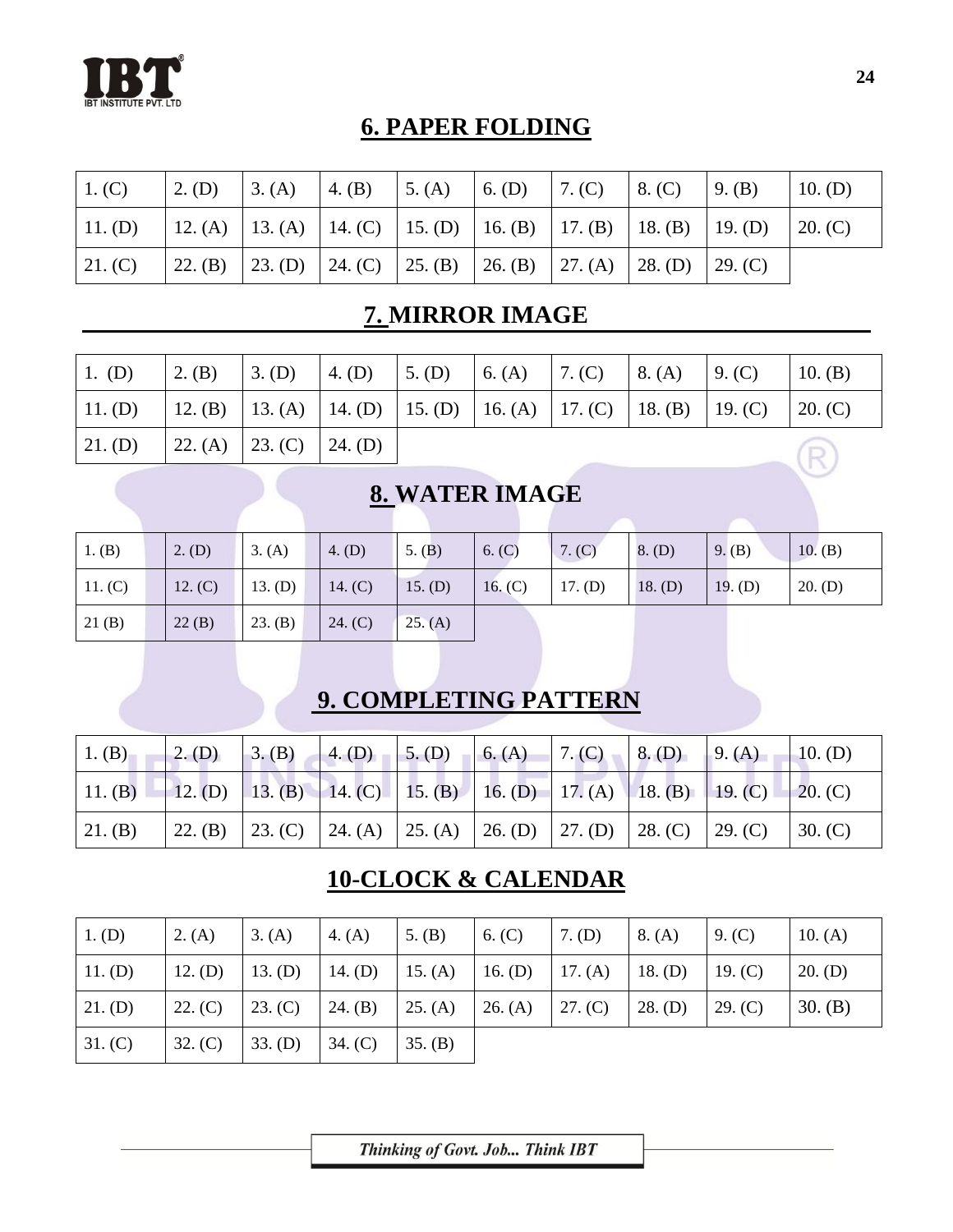## 6. PAPER FOLDING

| | | | | | | | | | |
|---|---|---|---|---|---|---|---|---|---|
| 1. (C) | 2. (D) | 3. (A) | 4. (B) | 5. (A) | 6. (D) | 7. (C) | 8. (C) | 9. (B) | 10. (D) |
| 11. (D) | 12. (A) | 13. (A) | 14. (C) | 15. (D) | 16. (B) | 17. (B) | 18. (B) | 19. (D) | 20. (C) |
| 21. (C) | 22. (B) | 23. (D) | 24. (C) | 25. (B) | 26. (B) | 27. (A) | 28. (D) | 29. (C) | |

## 7. MIRROR IMAGE

| | | | | | | | | | |
|---|---|---|---|---|---|---|---|---|---|
| 1. (D) | 2. (B) | 3. (D) | 4. (D) | 5. (D) | 6. (A) | 7. (C) | 8. (A) | 9. (C) | 10. (B) |
| 11. (D) | 12. (B) | 13. (A) | 14. (D) | 15. (D) | 16. (A) | 17. (C) | 18. (B) | 19. (C) | 20. (C) |
| 21. (D) | 22. (A) | 23. (C) | 24. (D) | | | | | | |

## 8. WATER IMAGE

| | | | | | | | | | |
|---|---|---|---|---|---|---|---|---|---|
| 1. (B) | 2. (D) | 3. (A) | 4. (D) | 5. (B) | 6. (C) | 7. (C) | 8. (D) | 9. (B) | 10. (B) |
| 11. (C) | 12. (C) | 13. (D) | 14. (C) | 15. (D) | 16. (C) | 17. (D) | 18. (D) | 19. (D) | 20. (D) |
| 21 (B) | 22 (B) | 23. (B) | 24. (C) | 25. (A) | | | | | |

## 9. COMPLETING PATTERN

| | | | | | | | | | |
|---|---|---|---|---|---|---|---|---|---|
| 1. (B) | 2. (D) | 3. (B) | 4. (D) | 5. (D) | 6. (A) | 7. (C) | 8. (D) | 9. (A) | 10. (D) |
| 11. (B) | 12. (D) | 13. (B) | 14. (C) | 15. (B) | 16. (D) | 17. (A) | 18. (B) | 19. (C) | 20. (C) |
| 21. (B) | 22. (B) | 23. (C) | 24. (A) | 25. (A) | 26. (D) | 27. (D) | 28. (C) | 29. (C) | 30. (C) |

## 10-CLOCK & CALENDAR

| | | | | | | | | | |
|---|---|---|---|---|---|---|---|---|---|
| 1. (D) | 2. (A) | 3. (A) | 4. (A) | 5. (B) | 6. (C) | 7. (D) | 8. (A) | 9. (C) | 10. (A) |
| 11. (D) | 12. (D) | 13. (D) | 14. (D) | 15. (A) | 16. (D) | 17. (A) | 18. (D) | 19. (C) | 20. (D) |
| 21. (D) | 22. (C) | 23. (C) | 24. (B) | 25. (A) | 26. (A) | 27. (C) | 28. (D) | 29. (C) | 30. (B) |
| 31. (C) | 32. (C) | 33. (D) | 34. (C) | 35. (B) | | | | | |